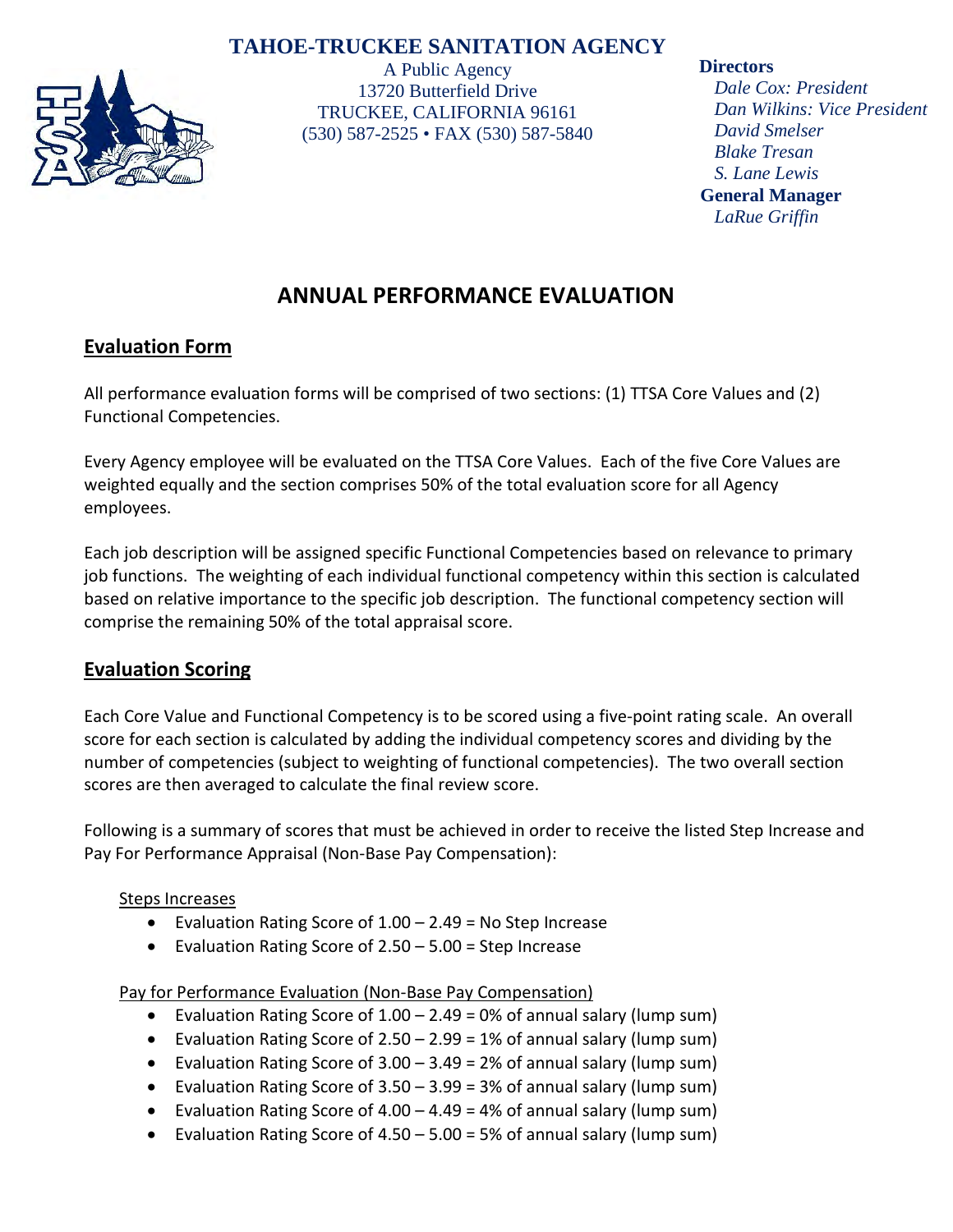# TAHOE-TRUCKEE SANITATION AGENCY

A Public Agency
13720 Butterfield Drive
TRUCKEE, CALIFORNIA 96161
(530) 587-2525 • FAX (530) 587-5840

**Directors**
*Dale Cox: President*
*Dan Wilkins: Vice President*
*David Smelser*
*Blake Tresan*
*S. Lane Lewis*
**General Manager**
*LaRue Griffin*

## ANNUAL PERFORMANCE EVALUATION

### Evaluation Form

All performance evaluation forms will be comprised of two sections: (1) TTSA Core Values and (2) Functional Competencies.

Every Agency employee will be evaluated on the TTSA Core Values. Each of the five Core Values are weighted equally and the section comprises 50% of the total evaluation score for all Agency employees.

Each job description will be assigned specific Functional Competencies based on relevance to primary job functions. The weighting of each individual functional competency within this section is calculated based on relative importance to the specific job description. The functional competency section will comprise the remaining 50% of the total appraisal score.

### Evaluation Scoring

Each Core Value and Functional Competency is to be scored using a five-point rating scale. An overall score for each section is calculated by adding the individual competency scores and dividing by the number of competencies (subject to weighting of functional competencies). The two overall section scores are then averaged to calculate the final review score.

Following is a summary of scores that must be achieved in order to receive the listed Step Increase and Pay For Performance Appraisal (Non-Base Pay Compensation):

Steps Increases

- Evaluation Rating Score of 1.00 – 2.49 = No Step Increase
- Evaluation Rating Score of 2.50 – 5.00 = Step Increase

Pay for Performance Evaluation (Non-Base Pay Compensation)

- Evaluation Rating Score of 1.00 – 2.49 = 0% of annual salary (lump sum)
- Evaluation Rating Score of 2.50 – 2.99 = 1% of annual salary (lump sum)
- Evaluation Rating Score of 3.00 – 3.49 = 2% of annual salary (lump sum)
- Evaluation Rating Score of 3.50 – 3.99 = 3% of annual salary (lump sum)
- Evaluation Rating Score of 4.00 – 4.49 = 4% of annual salary (lump sum)
- Evaluation Rating Score of 4.50 – 5.00 = 5% of annual salary (lump sum)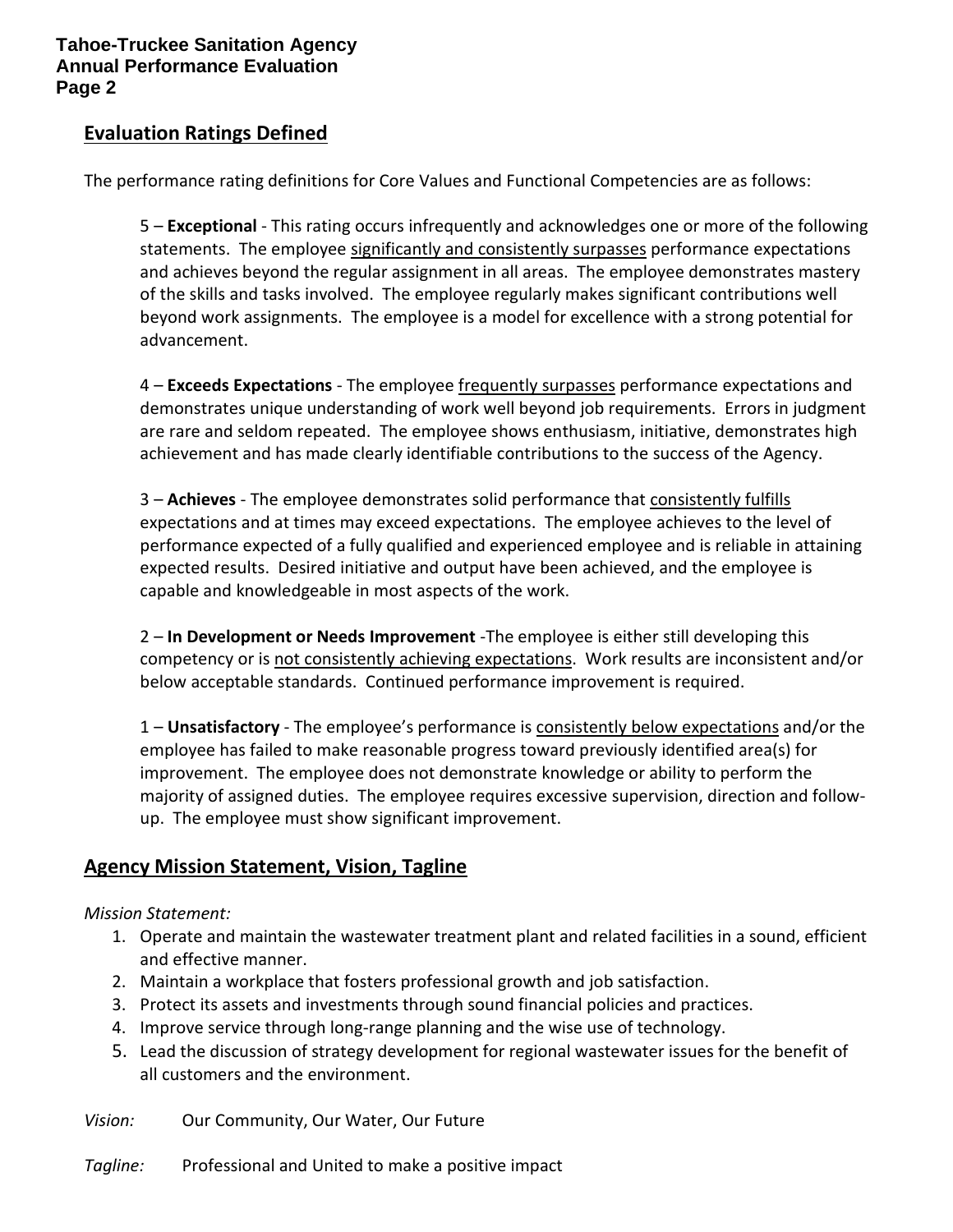## Evaluation Ratings Defined

The performance rating definitions for Core Values and Functional Competencies are as follows:

5 – **Exceptional** - This rating occurs infrequently and acknowledges one or more of the following statements. The employee significantly and consistently surpasses performance expectations and achieves beyond the regular assignment in all areas. The employee demonstrates mastery of the skills and tasks involved. The employee regularly makes significant contributions well beyond work assignments. The employee is a model for excellence with a strong potential for advancement.

4 – **Exceeds Expectations** - The employee frequently surpasses performance expectations and demonstrates unique understanding of work well beyond job requirements. Errors in judgment are rare and seldom repeated. The employee shows enthusiasm, initiative, demonstrates high achievement and has made clearly identifiable contributions to the success of the Agency.

3 – **Achieves** - The employee demonstrates solid performance that consistently fulfills expectations and at times may exceed expectations. The employee achieves to the level of performance expected of a fully qualified and experienced employee and is reliable in attaining expected results. Desired initiative and output have been achieved, and the employee is capable and knowledgeable in most aspects of the work.

2 – **In Development or Needs Improvement** -The employee is either still developing this competency or is not consistently achieving expectations. Work results are inconsistent and/or below acceptable standards. Continued performance improvement is required.

1 – **Unsatisfactory** - The employee's performance is consistently below expectations and/or the employee has failed to make reasonable progress toward previously identified area(s) for improvement. The employee does not demonstrate knowledge or ability to perform the majority of assigned duties. The employee requires excessive supervision, direction and follow-up. The employee must show significant improvement.

## Agency Mission Statement, Vision, Tagline

*Mission Statement:*

1. Operate and maintain the wastewater treatment plant and related facilities in a sound, efficient and effective manner.
2. Maintain a workplace that fosters professional growth and job satisfaction.
3. Protect its assets and investments through sound financial policies and practices.
4. Improve service through long-range planning and the wise use of technology.
5. Lead the discussion of strategy development for regional wastewater issues for the benefit of all customers and the environment.

*Vision:* Our Community, Our Water, Our Future

*Tagline:* Professional and United to make a positive impact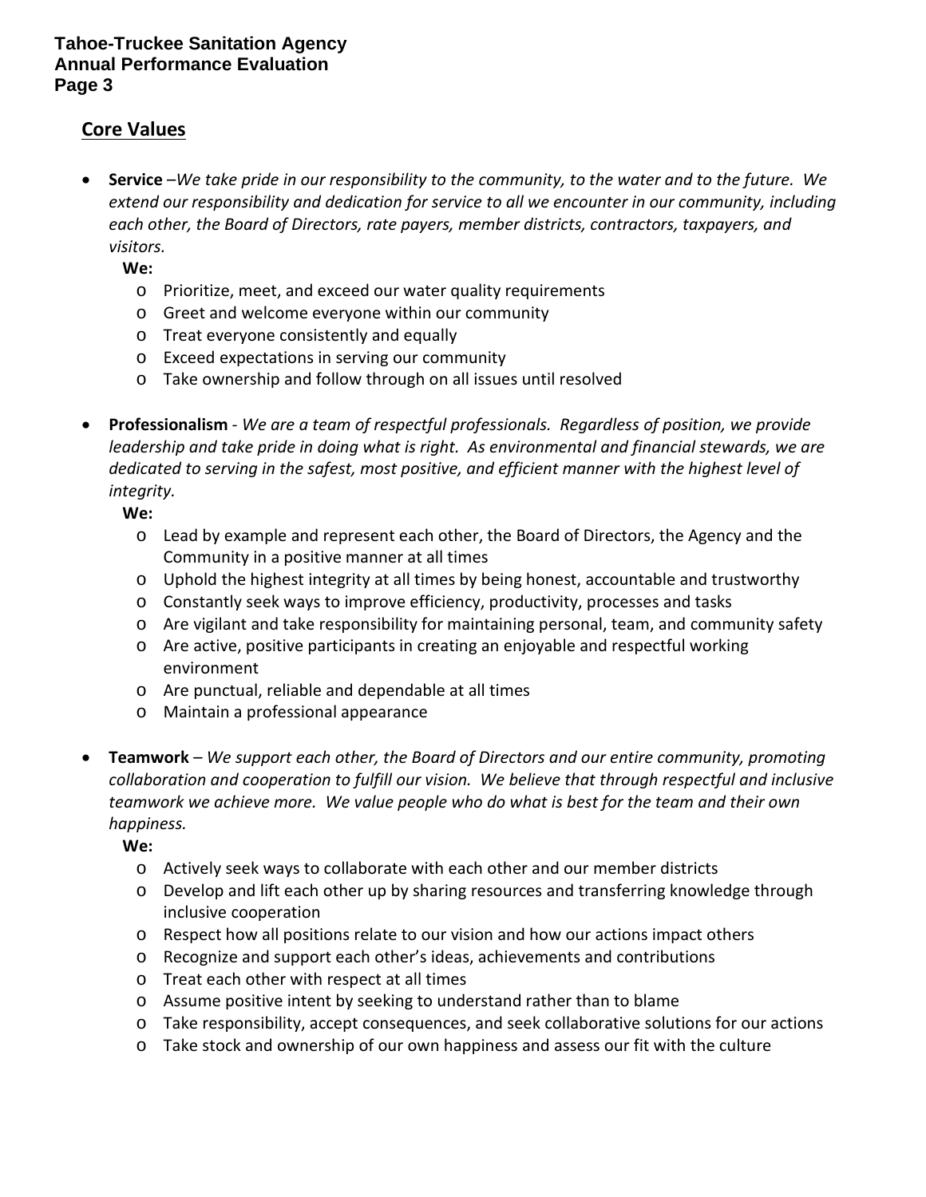## Core Values

- **Service** –*We take pride in our responsibility to the community, to the water and to the future. We extend our responsibility and dedication for service to all we encounter in our community, including each other, the Board of Directors, rate payers, member districts, contractors, taxpayers, and visitors.*

  **We:**
  - Prioritize, meet, and exceed our water quality requirements
  - Greet and welcome everyone within our community
  - Treat everyone consistently and equally
  - Exceed expectations in serving our community
  - Take ownership and follow through on all issues until resolved

- **Professionalism** - *We are a team of respectful professionals. Regardless of position, we provide leadership and take pride in doing what is right. As environmental and financial stewards, we are dedicated to serving in the safest, most positive, and efficient manner with the highest level of integrity.*

  **We:**
  - Lead by example and represent each other, the Board of Directors, the Agency and the Community in a positive manner at all times
  - Uphold the highest integrity at all times by being honest, accountable and trustworthy
  - Constantly seek ways to improve efficiency, productivity, processes and tasks
  - Are vigilant and take responsibility for maintaining personal, team, and community safety
  - Are active, positive participants in creating an enjoyable and respectful working environment
  - Are punctual, reliable and dependable at all times
  - Maintain a professional appearance

- **Teamwork** – *We support each other, the Board of Directors and our entire community, promoting collaboration and cooperation to fulfill our vision. We believe that through respectful and inclusive teamwork we achieve more. We value people who do what is best for the team and their own happiness.*

  **We:**
  - Actively seek ways to collaborate with each other and our member districts
  - Develop and lift each other up by sharing resources and transferring knowledge through inclusive cooperation
  - Respect how all positions relate to our vision and how our actions impact others
  - Recognize and support each other's ideas, achievements and contributions
  - Treat each other with respect at all times
  - Assume positive intent by seeking to understand rather than to blame
  - Take responsibility, accept consequences, and seek collaborative solutions for our actions
  - Take stock and ownership of our own happiness and assess our fit with the culture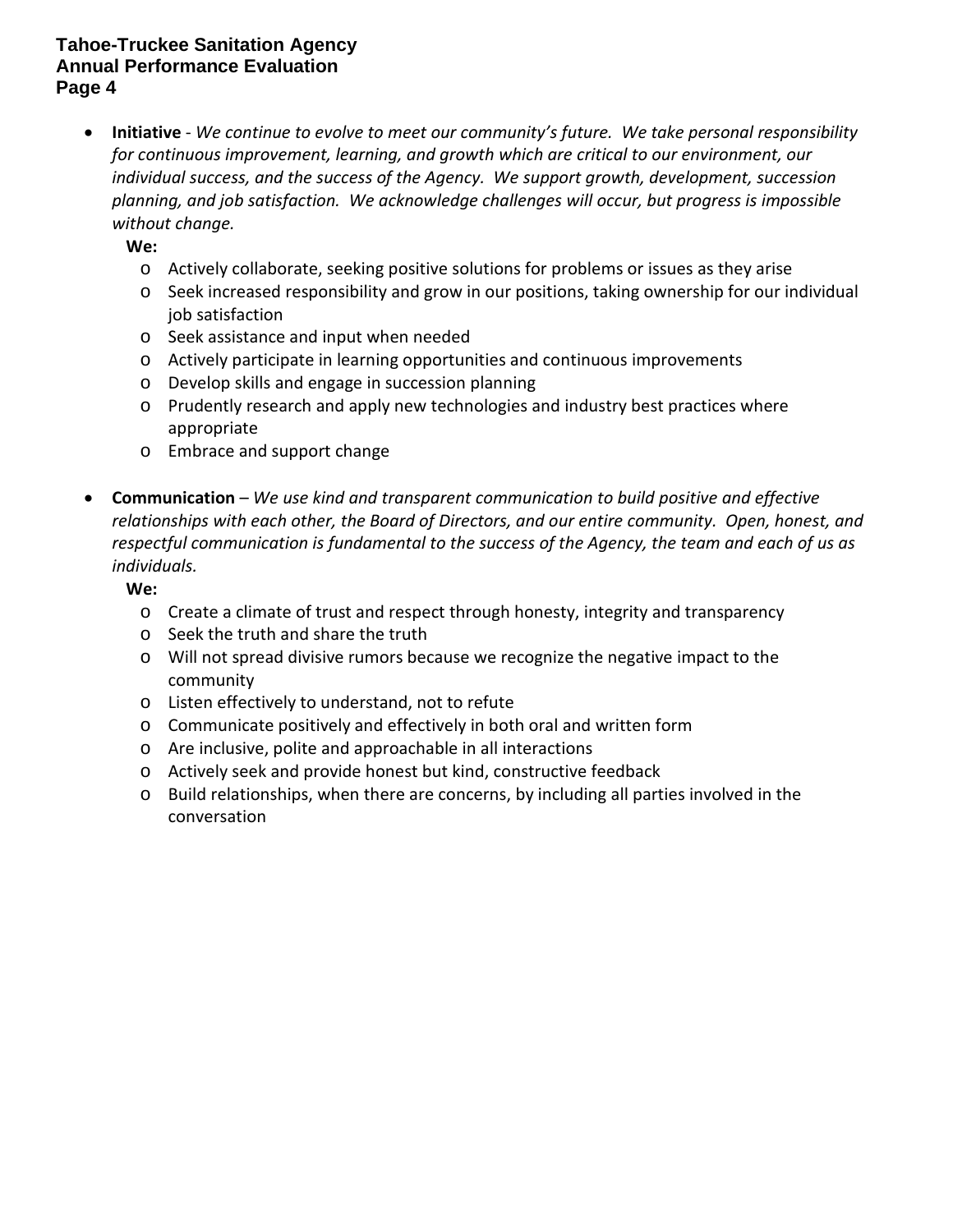- **Initiative** - *We continue to evolve to meet our community's future. We take personal responsibility for continuous improvement, learning, and growth which are critical to our environment, our individual success, and the success of the Agency. We support growth, development, succession planning, and job satisfaction. We acknowledge challenges will occur, but progress is impossible without change.*

  **We:**
  - Actively collaborate, seeking positive solutions for problems or issues as they arise
  - Seek increased responsibility and grow in our positions, taking ownership for our individual job satisfaction
  - Seek assistance and input when needed
  - Actively participate in learning opportunities and continuous improvements
  - Develop skills and engage in succession planning
  - Prudently research and apply new technologies and industry best practices where appropriate
  - Embrace and support change

- **Communication** – *We use kind and transparent communication to build positive and effective relationships with each other, the Board of Directors, and our entire community. Open, honest, and respectful communication is fundamental to the success of the Agency, the team and each of us as individuals.*

  **We:**
  - Create a climate of trust and respect through honesty, integrity and transparency
  - Seek the truth and share the truth
  - Will not spread divisive rumors because we recognize the negative impact to the community
  - Listen effectively to understand, not to refute
  - Communicate positively and effectively in both oral and written form
  - Are inclusive, polite and approachable in all interactions
  - Actively seek and provide honest but kind, constructive feedback
  - Build relationships, when there are concerns, by including all parties involved in the conversation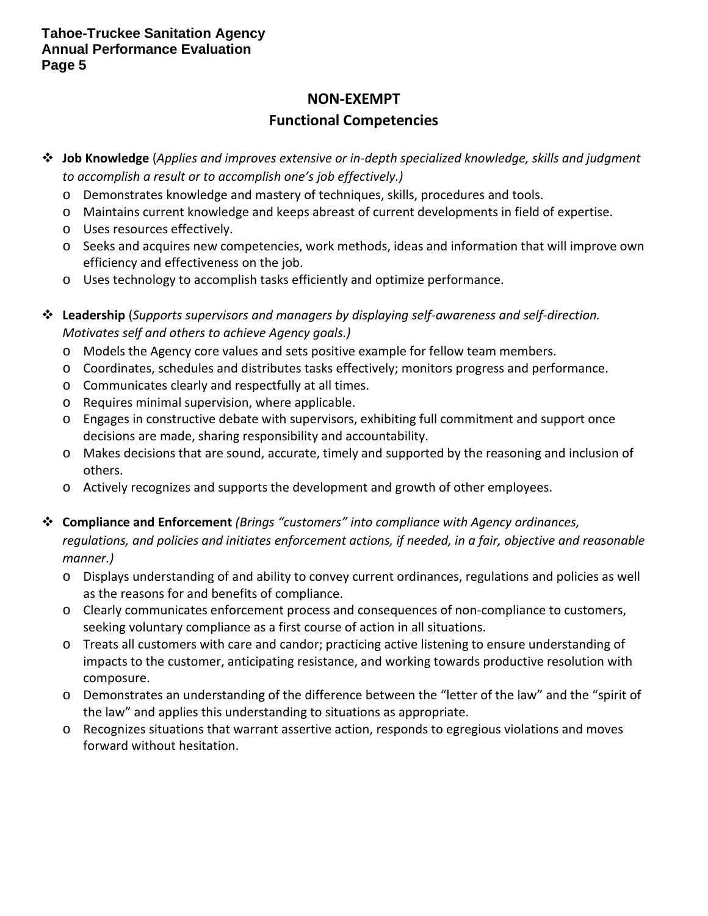## NON-EXEMPT

## Functional Competencies

- **Job Knowledge** (*Applies and improves extensive or in-depth specialized knowledge, skills and judgment to accomplish a result or to accomplish one's job effectively.)*
  - Demonstrates knowledge and mastery of techniques, skills, procedures and tools.
  - Maintains current knowledge and keeps abreast of current developments in field of expertise.
  - Uses resources effectively.
  - Seeks and acquires new competencies, work methods, ideas and information that will improve own efficiency and effectiveness on the job.
  - Uses technology to accomplish tasks efficiently and optimize performance.

- **Leadership** (*Supports supervisors and managers by displaying self-awareness and self-direction. Motivates self and others to achieve Agency goals.)*
  - Models the Agency core values and sets positive example for fellow team members.
  - Coordinates, schedules and distributes tasks effectively; monitors progress and performance.
  - Communicates clearly and respectfully at all times.
  - Requires minimal supervision, where applicable.
  - Engages in constructive debate with supervisors, exhibiting full commitment and support once decisions are made, sharing responsibility and accountability.
  - Makes decisions that are sound, accurate, timely and supported by the reasoning and inclusion of others.
  - Actively recognizes and supports the development and growth of other employees.

- **Compliance and Enforcement** *(Brings "customers" into compliance with Agency ordinances, regulations, and policies and initiates enforcement actions, if needed, in a fair, objective and reasonable manner.)*
  - Displays understanding of and ability to convey current ordinances, regulations and policies as well as the reasons for and benefits of compliance.
  - Clearly communicates enforcement process and consequences of non-compliance to customers, seeking voluntary compliance as a first course of action in all situations.
  - Treats all customers with care and candor; practicing active listening to ensure understanding of impacts to the customer, anticipating resistance, and working towards productive resolution with composure.
  - Demonstrates an understanding of the difference between the "letter of the law" and the "spirit of the law" and applies this understanding to situations as appropriate.
  - Recognizes situations that warrant assertive action, responds to egregious violations and moves forward without hesitation.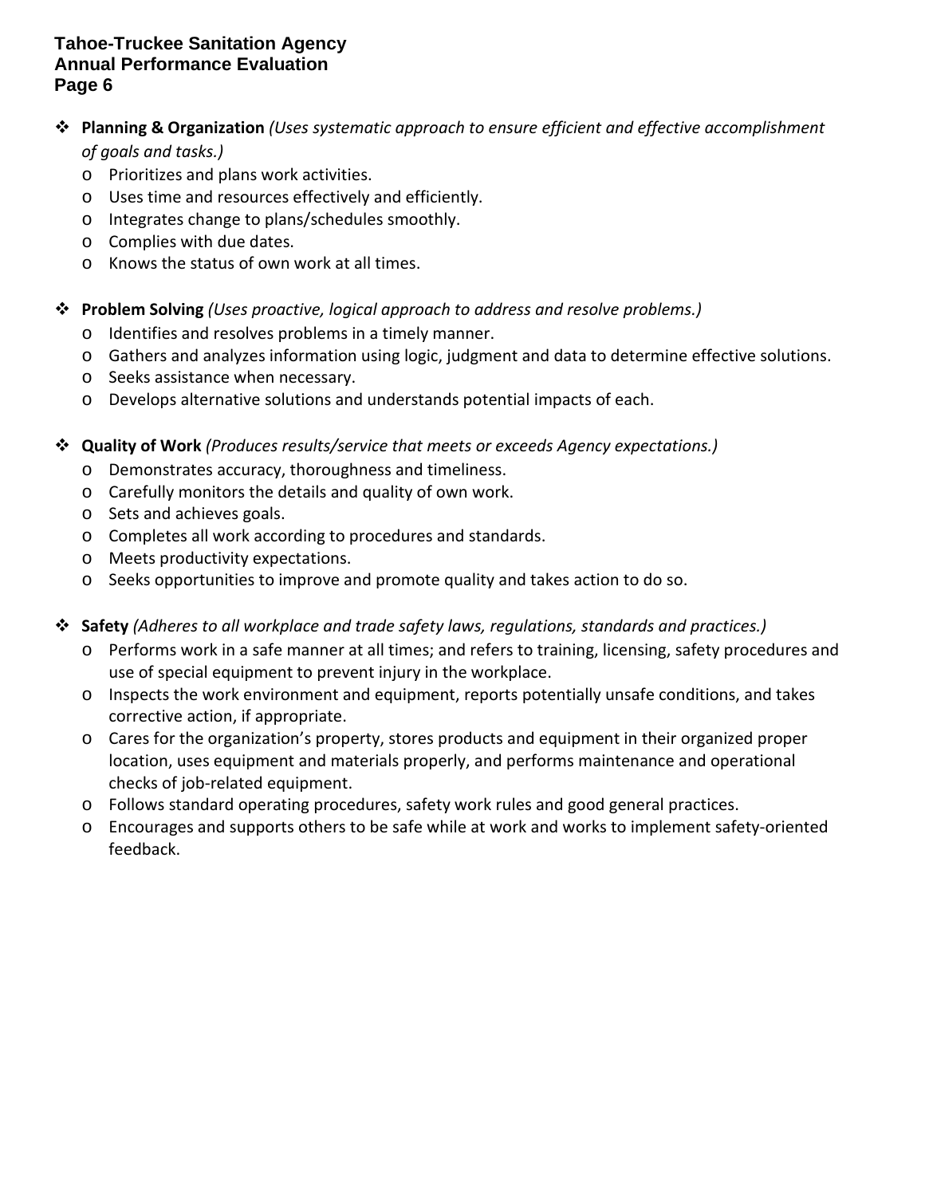- **Planning & Organization** *(Uses systematic approach to ensure efficient and effective accomplishment of goals and tasks.)*
  - Prioritizes and plans work activities.
  - Uses time and resources effectively and efficiently.
  - Integrates change to plans/schedules smoothly.
  - Complies with due dates.
  - Knows the status of own work at all times.

- **Problem Solving** *(Uses proactive, logical approach to address and resolve problems.)*
  - Identifies and resolves problems in a timely manner.
  - Gathers and analyzes information using logic, judgment and data to determine effective solutions.
  - Seeks assistance when necessary.
  - Develops alternative solutions and understands potential impacts of each.

- **Quality of Work** *(Produces results/service that meets or exceeds Agency expectations.)*
  - Demonstrates accuracy, thoroughness and timeliness.
  - Carefully monitors the details and quality of own work.
  - Sets and achieves goals.
  - Completes all work according to procedures and standards.
  - Meets productivity expectations.
  - Seeks opportunities to improve and promote quality and takes action to do so.

- **Safety** *(Adheres to all workplace and trade safety laws, regulations, standards and practices.)*
  - Performs work in a safe manner at all times; and refers to training, licensing, safety procedures and use of special equipment to prevent injury in the workplace.
  - Inspects the work environment and equipment, reports potentially unsafe conditions, and takes corrective action, if appropriate.
  - Cares for the organization's property, stores products and equipment in their organized proper location, uses equipment and materials properly, and performs maintenance and operational checks of job-related equipment.
  - Follows standard operating procedures, safety work rules and good general practices.
  - Encourages and supports others to be safe while at work and works to implement safety-oriented feedback.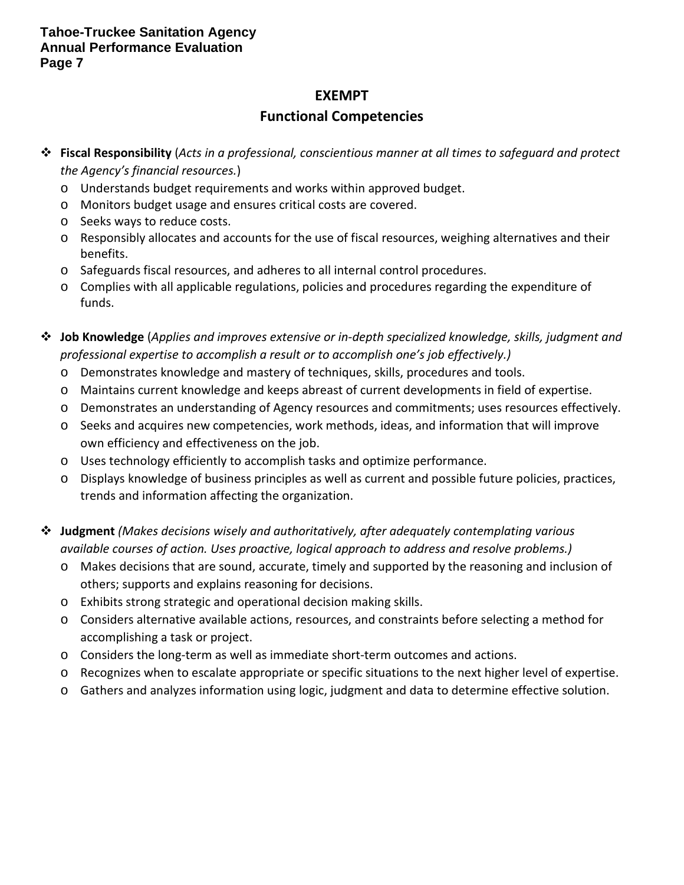## EXEMPT

## Functional Competencies

- **Fiscal Responsibility** (*Acts in a professional, conscientious manner at all times to safeguard and protect the Agency's financial resources.*)
  - Understands budget requirements and works within approved budget.
  - Monitors budget usage and ensures critical costs are covered.
  - Seeks ways to reduce costs.
  - Responsibly allocates and accounts for the use of fiscal resources, weighing alternatives and their benefits.
  - Safeguards fiscal resources, and adheres to all internal control procedures.
  - Complies with all applicable regulations, policies and procedures regarding the expenditure of funds.

- **Job Knowledge** (*Applies and improves extensive or in-depth specialized knowledge, skills, judgment and professional expertise to accomplish a result or to accomplish one's job effectively.)*
  - Demonstrates knowledge and mastery of techniques, skills, procedures and tools.
  - Maintains current knowledge and keeps abreast of current developments in field of expertise.
  - Demonstrates an understanding of Agency resources and commitments; uses resources effectively.
  - Seeks and acquires new competencies, work methods, ideas, and information that will improve own efficiency and effectiveness on the job.
  - Uses technology efficiently to accomplish tasks and optimize performance.
  - Displays knowledge of business principles as well as current and possible future policies, practices, trends and information affecting the organization.

- **Judgment** *(Makes decisions wisely and authoritatively, after adequately contemplating various available courses of action. Uses proactive, logical approach to address and resolve problems.)*
  - Makes decisions that are sound, accurate, timely and supported by the reasoning and inclusion of others; supports and explains reasoning for decisions.
  - Exhibits strong strategic and operational decision making skills.
  - Considers alternative available actions, resources, and constraints before selecting a method for accomplishing a task or project.
  - Considers the long-term as well as immediate short-term outcomes and actions.
  - Recognizes when to escalate appropriate or specific situations to the next higher level of expertise.
  - Gathers and analyzes information using logic, judgment and data to determine effective solution.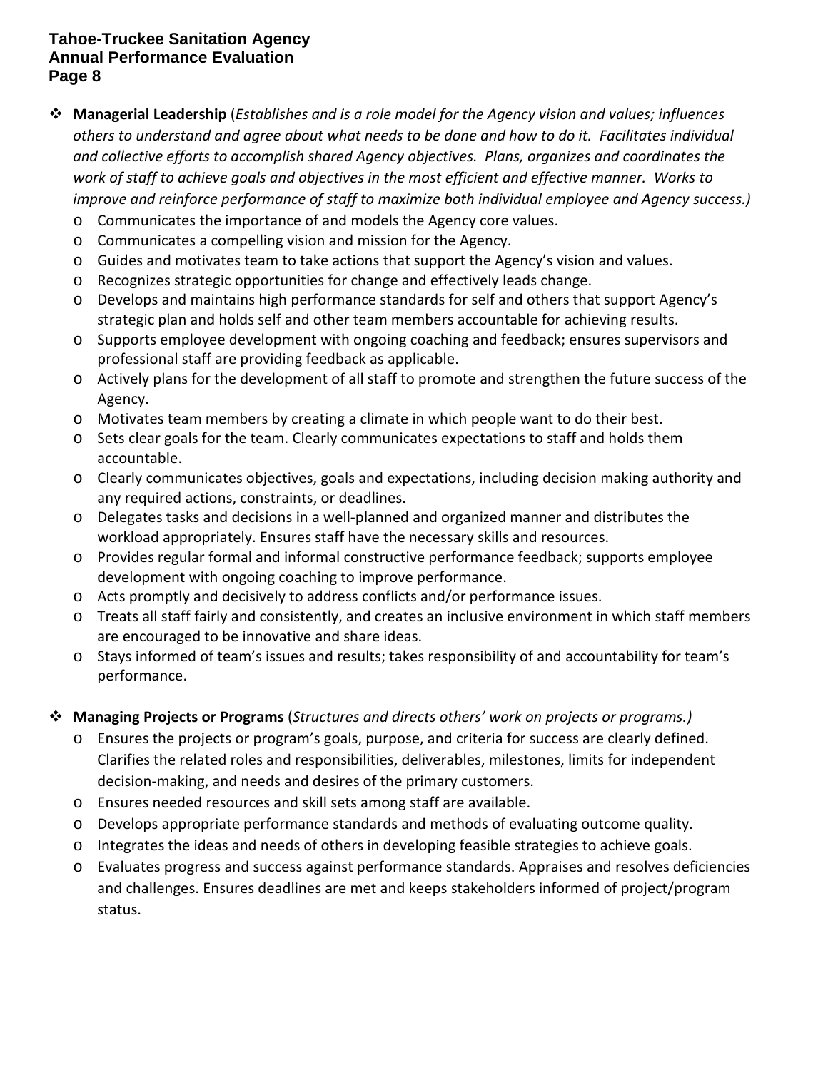- **Managerial Leadership** (*Establishes and is a role model for the Agency vision and values; influences others to understand and agree about what needs to be done and how to do it. Facilitates individual and collective efforts to accomplish shared Agency objectives. Plans, organizes and coordinates the work of staff to achieve goals and objectives in the most efficient and effective manner. Works to improve and reinforce performance of staff to maximize both individual employee and Agency success.)*
  - Communicates the importance of and models the Agency core values.
  - Communicates a compelling vision and mission for the Agency.
  - Guides and motivates team to take actions that support the Agency's vision and values.
  - Recognizes strategic opportunities for change and effectively leads change.
  - Develops and maintains high performance standards for self and others that support Agency's strategic plan and holds self and other team members accountable for achieving results.
  - Supports employee development with ongoing coaching and feedback; ensures supervisors and professional staff are providing feedback as applicable.
  - Actively plans for the development of all staff to promote and strengthen the future success of the Agency.
  - Motivates team members by creating a climate in which people want to do their best.
  - Sets clear goals for the team. Clearly communicates expectations to staff and holds them accountable.
  - Clearly communicates objectives, goals and expectations, including decision making authority and any required actions, constraints, or deadlines.
  - Delegates tasks and decisions in a well-planned and organized manner and distributes the workload appropriately. Ensures staff have the necessary skills and resources.
  - Provides regular formal and informal constructive performance feedback; supports employee development with ongoing coaching to improve performance.
  - Acts promptly and decisively to address conflicts and/or performance issues.
  - Treats all staff fairly and consistently, and creates an inclusive environment in which staff members are encouraged to be innovative and share ideas.
  - Stays informed of team's issues and results; takes responsibility of and accountability for team's performance.

- **Managing Projects or Programs** (*Structures and directs others' work on projects or programs.)*
  - Ensures the projects or program's goals, purpose, and criteria for success are clearly defined. Clarifies the related roles and responsibilities, deliverables, milestones, limits for independent decision-making, and needs and desires of the primary customers.
  - Ensures needed resources and skill sets among staff are available.
  - Develops appropriate performance standards and methods of evaluating outcome quality.
  - Integrates the ideas and needs of others in developing feasible strategies to achieve goals.
  - Evaluates progress and success against performance standards. Appraises and resolves deficiencies and challenges. Ensures deadlines are met and keeps stakeholders informed of project/program status.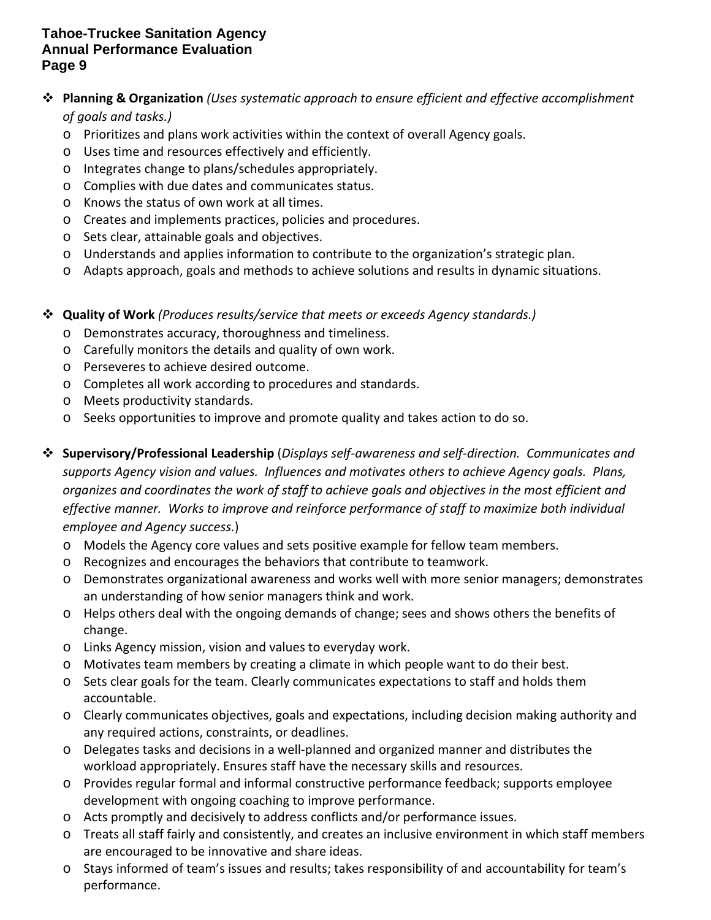- **Planning & Organization** *(Uses systematic approach to ensure efficient and effective accomplishment of goals and tasks.)*
  - Prioritizes and plans work activities within the context of overall Agency goals.
  - Uses time and resources effectively and efficiently.
  - Integrates change to plans/schedules appropriately.
  - Complies with due dates and communicates status.
  - Knows the status of own work at all times.
  - Creates and implements practices, policies and procedures.
  - Sets clear, attainable goals and objectives.
  - Understands and applies information to contribute to the organization's strategic plan.
  - Adapts approach, goals and methods to achieve solutions and results in dynamic situations.

- **Quality of Work** *(Produces results/service that meets or exceeds Agency standards.)*
  - Demonstrates accuracy, thoroughness and timeliness.
  - Carefully monitors the details and quality of own work.
  - Perseveres to achieve desired outcome.
  - Completes all work according to procedures and standards.
  - Meets productivity standards.
  - Seeks opportunities to improve and promote quality and takes action to do so.

- **Supervisory/Professional Leadership** (*Displays self-awareness and self-direction. Communicates and supports Agency vision and values. Influences and motivates others to achieve Agency goals. Plans, organizes and coordinates the work of staff to achieve goals and objectives in the most efficient and effective manner. Works to improve and reinforce performance of staff to maximize both individual employee and Agency success.*)
  - Models the Agency core values and sets positive example for fellow team members.
  - Recognizes and encourages the behaviors that contribute to teamwork.
  - Demonstrates organizational awareness and works well with more senior managers; demonstrates an understanding of how senior managers think and work.
  - Helps others deal with the ongoing demands of change; sees and shows others the benefits of change.
  - Links Agency mission, vision and values to everyday work.
  - Motivates team members by creating a climate in which people want to do their best.
  - Sets clear goals for the team. Clearly communicates expectations to staff and holds them accountable.
  - Clearly communicates objectives, goals and expectations, including decision making authority and any required actions, constraints, or deadlines.
  - Delegates tasks and decisions in a well-planned and organized manner and distributes the workload appropriately. Ensures staff have the necessary skills and resources.
  - Provides regular formal and informal constructive performance feedback; supports employee development with ongoing coaching to improve performance.
  - Acts promptly and decisively to address conflicts and/or performance issues.
  - Treats all staff fairly and consistently, and creates an inclusive environment in which staff members are encouraged to be innovative and share ideas.
  - Stays informed of team's issues and results; takes responsibility of and accountability for team's performance.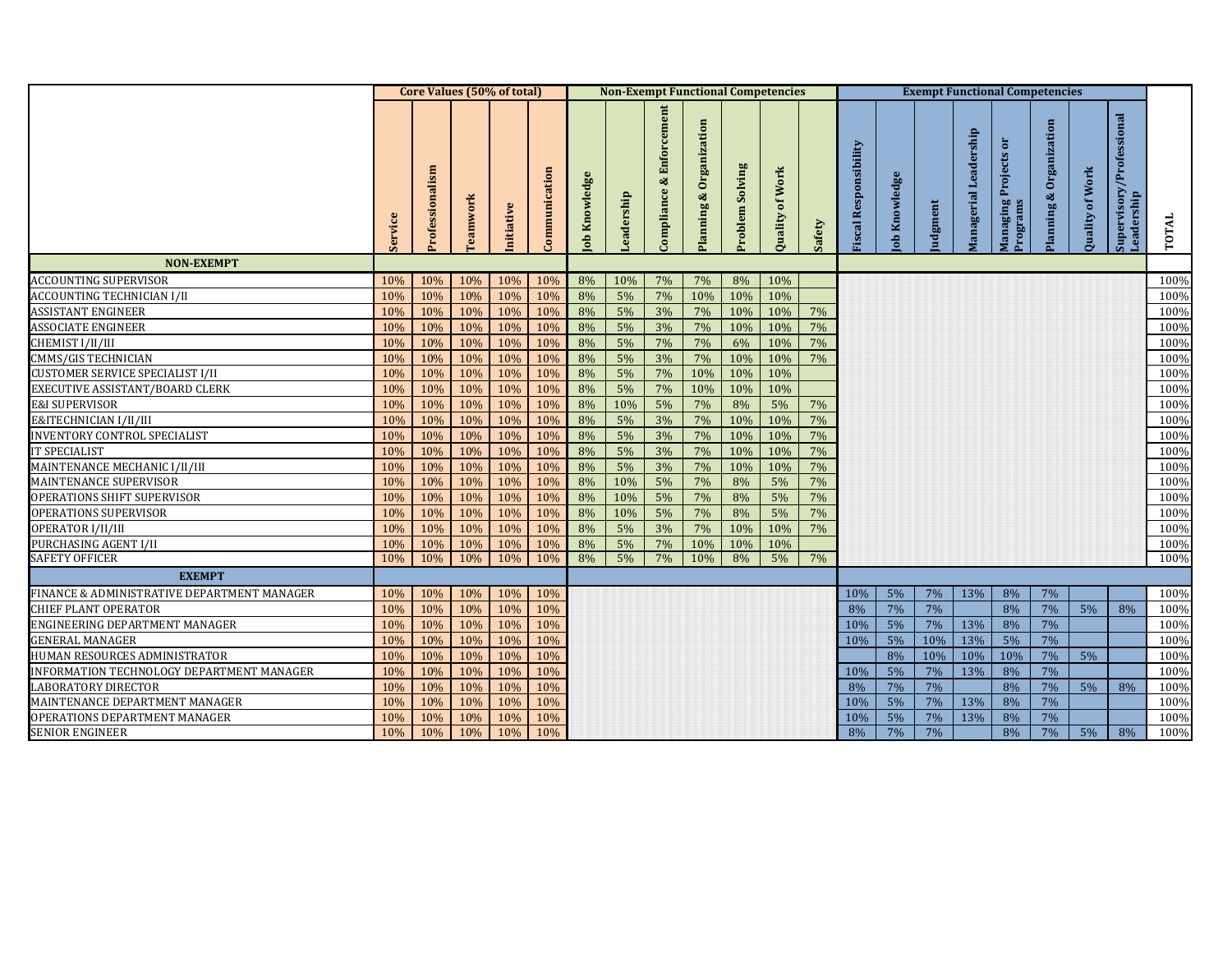| | Core Values (50% of total) | | | | | Non-Exempt Functional Competencies | | | | | | | Exempt Functional Competencies | | | | | | | | |
|---|---|---|---|---|---|---|---|---|---|---|---|---|---|---|---|---|---|---|---|---|---|
| | Service | Professionalism | Teamwork | Initiative | Communication | Job Knowledge | Leadership | Compliance & Enforcement | Planning & Organization | Problem Solving | Quality of Work | Safety | Fiscal Responsibility | Job Knowledge | Judgment | Managerial Leadership | Managing Projects or Programs | Planning & Organization | Quality of Work | Supervisory/Professional Leadership | TOTAL |
| **NON-EXEMPT** | | | | | | | | | | | | | | | | | | | | | |
| ACCOUNTING SUPERVISOR | 10% | 10% | 10% | 10% | 10% | 8% | 10% | 7% | 7% | 8% | 10% | | | | | | | | | | 100% |
| ACCOUNTING TECHNICIAN I/II | 10% | 10% | 10% | 10% | 10% | 8% | 5% | 7% | 10% | 10% | 10% | | | | | | | | | | 100% |
| ASSISTANT ENGINEER | 10% | 10% | 10% | 10% | 10% | 8% | 5% | 3% | 7% | 10% | 10% | 7% | | | | | | | | | 100% |
| ASSOCIATE ENGINEER | 10% | 10% | 10% | 10% | 10% | 8% | 5% | 3% | 7% | 10% | 10% | 7% | | | | | | | | | 100% |
| CHEMIST I/II/III | 10% | 10% | 10% | 10% | 10% | 8% | 5% | 7% | 7% | 6% | 10% | 7% | | | | | | | | | 100% |
| CMMS/GIS TECHNICIAN | 10% | 10% | 10% | 10% | 10% | 8% | 5% | 3% | 7% | 10% | 10% | 7% | | | | | | | | | 100% |
| CUSTOMER SERVICE SPECIALIST I/II | 10% | 10% | 10% | 10% | 10% | 8% | 5% | 7% | 10% | 10% | 10% | | | | | | | | | | 100% |
| EXECUTIVE ASSISTANT/BOARD CLERK | 10% | 10% | 10% | 10% | 10% | 8% | 5% | 7% | 10% | 10% | 10% | | | | | | | | | | 100% |
| E&I SUPERVISOR | 10% | 10% | 10% | 10% | 10% | 8% | 10% | 5% | 7% | 8% | 5% | 7% | | | | | | | | | 100% |
| E&ITECHNICIAN I/II/III | 10% | 10% | 10% | 10% | 10% | 8% | 5% | 3% | 7% | 10% | 10% | 7% | | | | | | | | | 100% |
| INVENTORY CONTROL SPECIALIST | 10% | 10% | 10% | 10% | 10% | 8% | 5% | 3% | 7% | 10% | 10% | 7% | | | | | | | | | 100% |
| IT SPECIALIST | 10% | 10% | 10% | 10% | 10% | 8% | 5% | 3% | 7% | 10% | 10% | 7% | | | | | | | | | 100% |
| MAINTENANCE MECHANIC I/II/III | 10% | 10% | 10% | 10% | 10% | 8% | 5% | 3% | 7% | 10% | 10% | 7% | | | | | | | | | 100% |
| MAINTENANCE SUPERVISOR | 10% | 10% | 10% | 10% | 10% | 8% | 10% | 5% | 7% | 8% | 5% | 7% | | | | | | | | | 100% |
| OPERATIONS SHIFT SUPERVISOR | 10% | 10% | 10% | 10% | 10% | 8% | 10% | 5% | 7% | 8% | 5% | 7% | | | | | | | | | 100% |
| OPERATIONS SUPERVISOR | 10% | 10% | 10% | 10% | 10% | 8% | 10% | 5% | 7% | 8% | 5% | 7% | | | | | | | | | 100% |
| OPERATOR I/II/III | 10% | 10% | 10% | 10% | 10% | 8% | 5% | 3% | 7% | 10% | 10% | 7% | | | | | | | | | 100% |
| PURCHASING AGENT I/II | 10% | 10% | 10% | 10% | 10% | 8% | 5% | 7% | 10% | 10% | 10% | | | | | | | | | | 100% |
| SAFETY OFFICER | 10% | 10% | 10% | 10% | 10% | 8% | 5% | 7% | 10% | 8% | 5% | 7% | | | | | | | | | 100% |
| **EXEMPT** | | | | | | | | | | | | | | | | | | | | | |
| FINANCE & ADMINISTRATIVE DEPARTMENT MANAGER | 10% | 10% | 10% | 10% | 10% | | | | | | | | 10% | 5% | 7% | 13% | 8% | 7% | | | 100% |
| CHIEF PLANT OPERATOR | 10% | 10% | 10% | 10% | 10% | | | | | | | | 8% | 7% | 7% | | 8% | 7% | 5% | 8% | 100% |
| ENGINEERING DEPARTMENT MANAGER | 10% | 10% | 10% | 10% | 10% | | | | | | | | 10% | 5% | 7% | 13% | 8% | 7% | | | 100% |
| GENERAL MANAGER | 10% | 10% | 10% | 10% | 10% | | | | | | | | 10% | 5% | 10% | 13% | 5% | 7% | | | 100% |
| HUMAN RESOURCES ADMINISTRATOR | 10% | 10% | 10% | 10% | 10% | | | | | | | | | 8% | 10% | 10% | 10% | 7% | 5% | | 100% |
| INFORMATION TECHNOLOGY DEPARTMENT MANAGER | 10% | 10% | 10% | 10% | 10% | | | | | | | | 10% | 5% | 7% | 13% | 8% | 7% | | | 100% |
| LABORATORY DIRECTOR | 10% | 10% | 10% | 10% | 10% | | | | | | | | 8% | 7% | 7% | | 8% | 7% | 5% | 8% | 100% |
| MAINTENANCE DEPARTMENT MANAGER | 10% | 10% | 10% | 10% | 10% | | | | | | | | 10% | 5% | 7% | 13% | 8% | 7% | | | 100% |
| OPERATIONS DEPARTMENT MANAGER | 10% | 10% | 10% | 10% | 10% | | | | | | | | 10% | 5% | 7% | 13% | 8% | 7% | | | 100% |
| SENIOR ENGINEER | 10% | 10% | 10% | 10% | 10% | | | | | | | | 8% | 7% | 7% | | 8% | 7% | 5% | 8% | 100% |